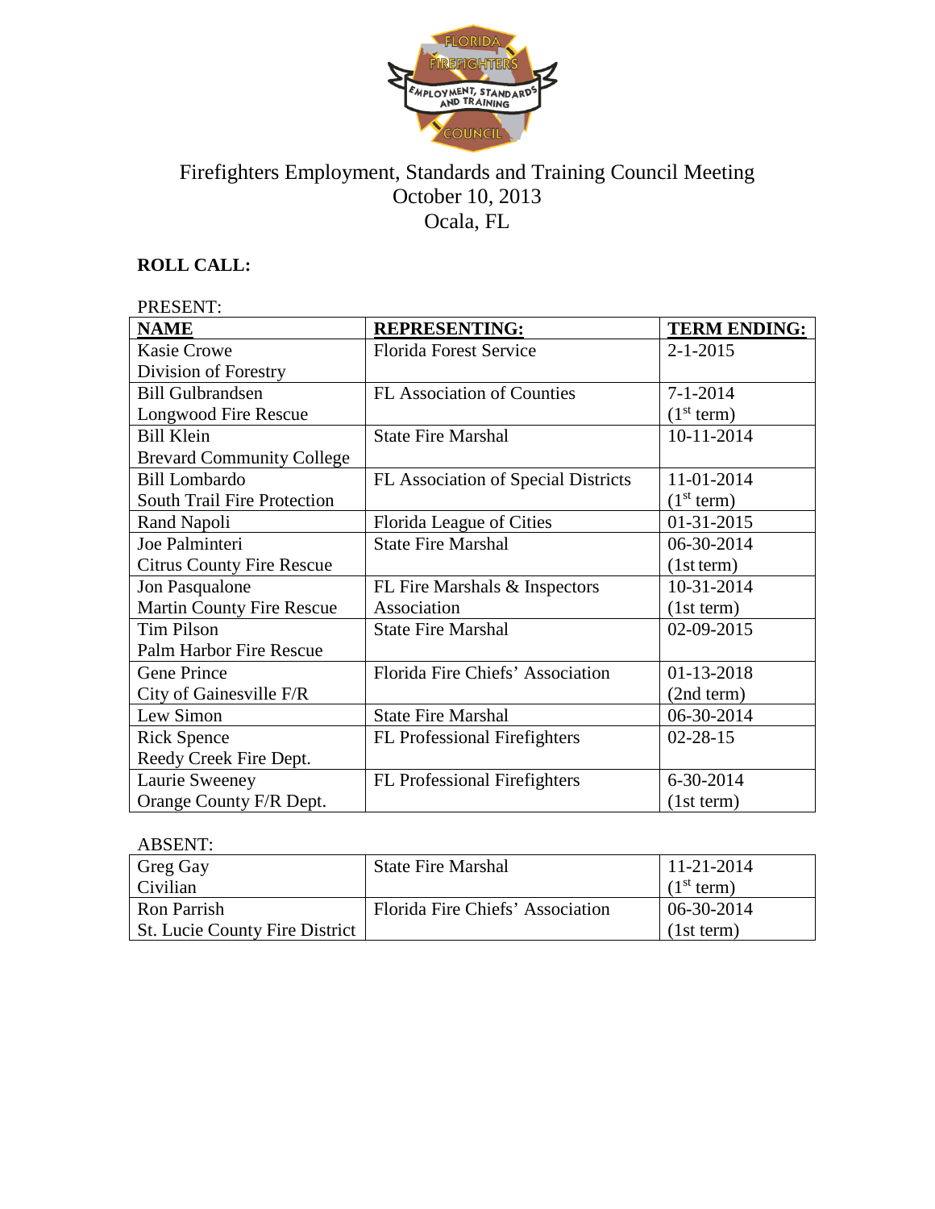# Firefighters Employment, Standards and Training Council Meeting
October 10, 2013
Ocala, FL

**ROLL CALL:**

PRESENT:

| **NAME** | **REPRESENTING:** | **TERM ENDING:** |
|---|---|---|
| Kasie Crowe<br>Division of Forestry | Florida Forest Service | 2-1-2015 |
| Bill Gulbrandsen<br>Longwood Fire Rescue | FL Association of Counties | 7-1-2014<br>(1st term) |
| Bill Klein<br>Brevard Community College | State Fire Marshal | 10-11-2014 |
| Bill Lombardo<br>South Trail Fire Protection | FL Association of Special Districts | 11-01-2014<br>(1st term) |
| Rand Napoli | Florida League of Cities | 01-31-2015 |
| Joe Palminteri<br>Citrus County Fire Rescue | State Fire Marshal | 06-30-2014<br>(1st term) |
| Jon Pasqualone<br>Martin County Fire Rescue | FL Fire Marshals & Inspectors Association | 10-31-2014<br>(1st term) |
| Tim Pilson<br>Palm Harbor Fire Rescue | State Fire Marshal | 02-09-2015 |
| Gene Prince<br>City of Gainesville F/R | Florida Fire Chiefs' Association | 01-13-2018<br>(2nd term) |
| Lew Simon | State Fire Marshal | 06-30-2014 |
| Rick Spence<br>Reedy Creek Fire Dept. | FL Professional Firefighters | 02-28-15 |
| Laurie Sweeney<br>Orange County F/R Dept. | FL Professional Firefighters | 6-30-2014<br>(1st term) |

ABSENT:

| | | |
|---|---|---|
| Greg Gay<br>Civilian | State Fire Marshal | 11-21-2014<br>(1st term) |
| Ron Parrish<br>St. Lucie County Fire District | Florida Fire Chiefs' Association | 06-30-2014<br>(1st term) |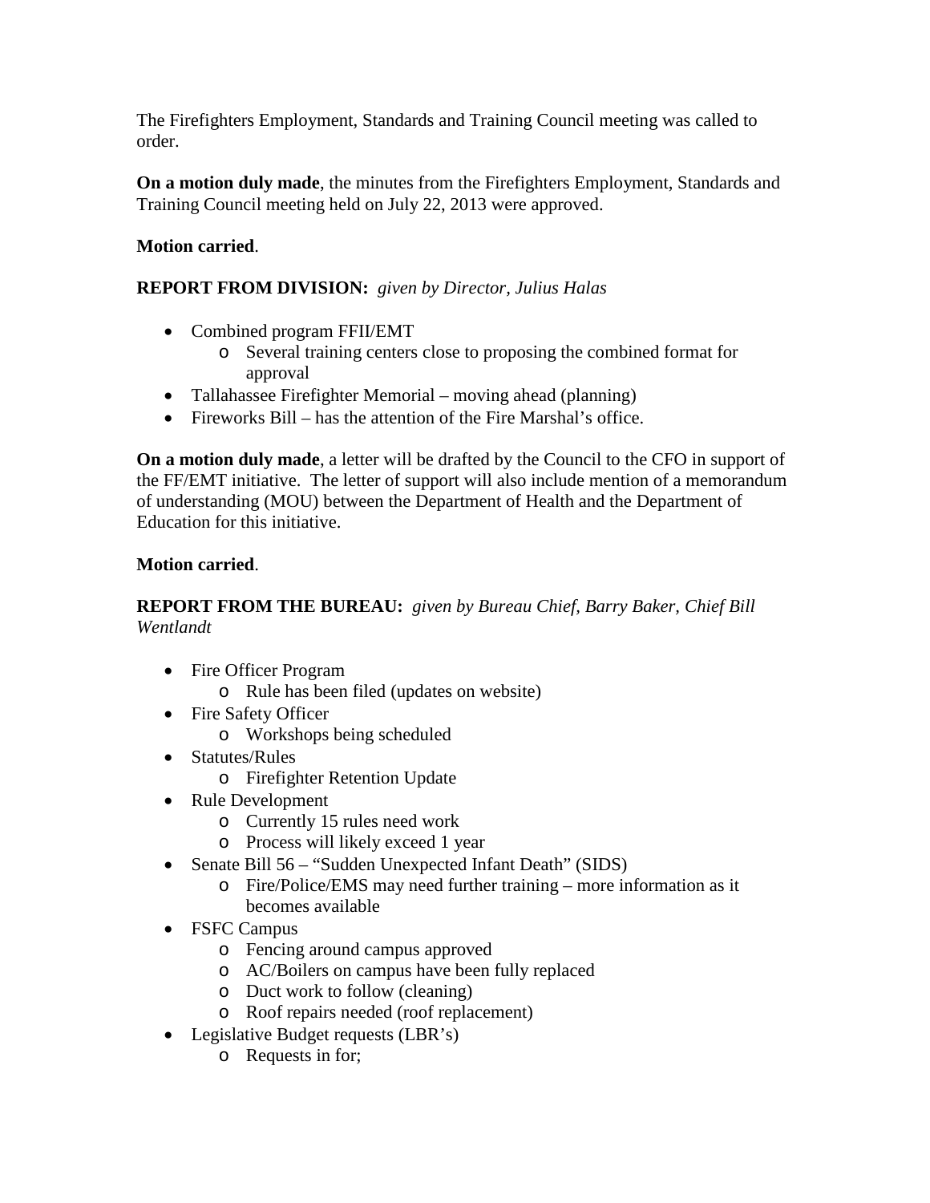The Firefighters Employment, Standards and Training Council meeting was called to order.

**On a motion duly made**, the minutes from the Firefighters Employment, Standards and Training Council meeting held on July 22, 2013 were approved.

**Motion carried**.

**REPORT FROM DIVISION:** *given by Director, Julius Halas*

- Combined program FFII/EMT
  - Several training centers close to proposing the combined format for approval
- Tallahassee Firefighter Memorial – moving ahead (planning)
- Fireworks Bill – has the attention of the Fire Marshal's office.

**On a motion duly made**, a letter will be drafted by the Council to the CFO in support of the FF/EMT initiative. The letter of support will also include mention of a memorandum of understanding (MOU) between the Department of Health and the Department of Education for this initiative.

**Motion carried**.

**REPORT FROM THE BUREAU:** *given by Bureau Chief, Barry Baker, Chief Bill Wentlandt*

- Fire Officer Program
  - Rule has been filed (updates on website)
- Fire Safety Officer
  - Workshops being scheduled
- Statutes/Rules
  - Firefighter Retention Update
- Rule Development
  - Currently 15 rules need work
  - Process will likely exceed 1 year
- Senate Bill 56 – "Sudden Unexpected Infant Death" (SIDS)
  - Fire/Police/EMS may need further training – more information as it becomes available
- FSFC Campus
  - Fencing around campus approved
  - AC/Boilers on campus have been fully replaced
  - Duct work to follow (cleaning)
  - Roof repairs needed (roof replacement)
- Legislative Budget requests (LBR's)
  - Requests in for;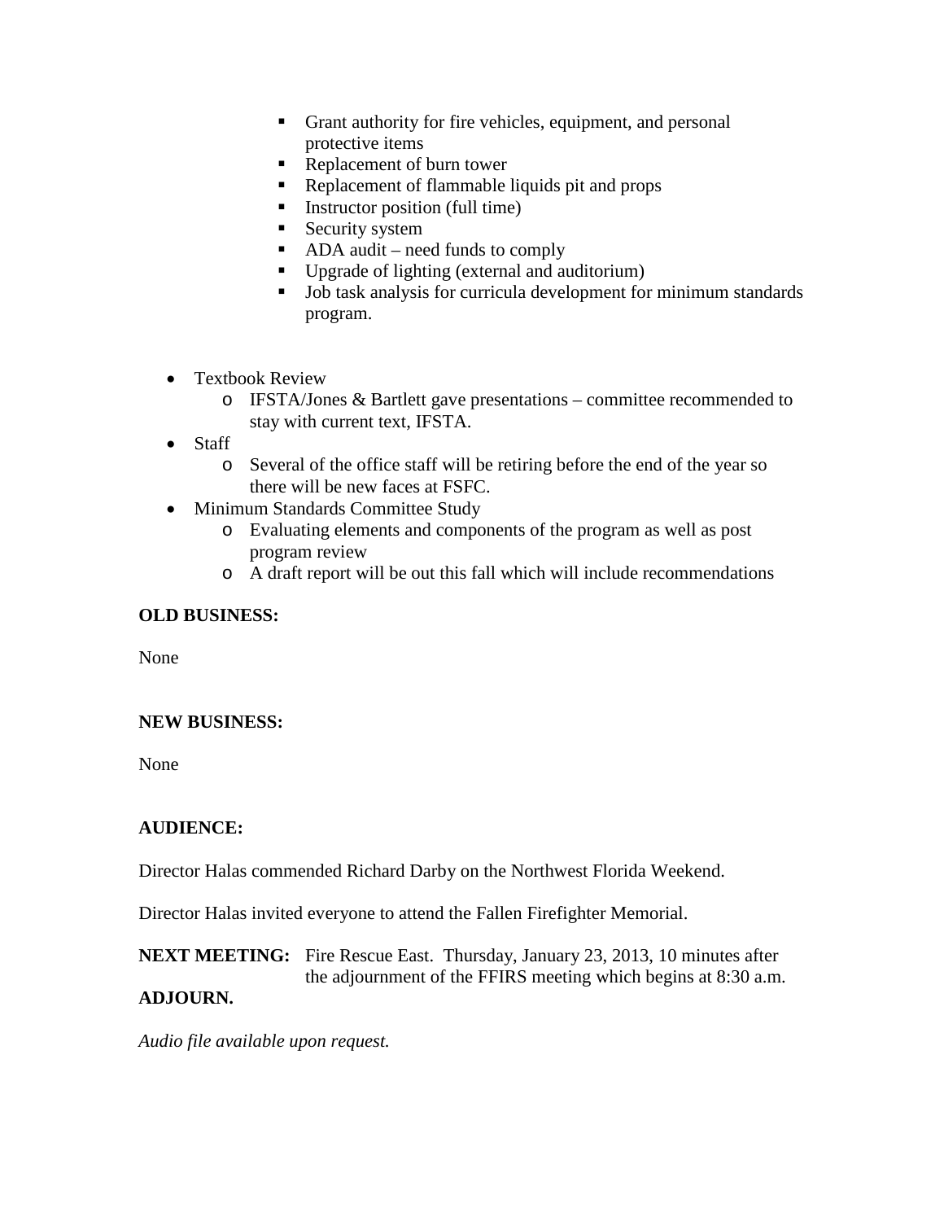- Grant authority for fire vehicles, equipment, and personal protective items
        - Replacement of burn tower
        - Replacement of flammable liquids pit and props
        - Instructor position (full time)
        - Security system
        - ADA audit – need funds to comply
        - Upgrade of lighting (external and auditorium)
        - Job task analysis for curricula development for minimum standards program.

- Textbook Review
    - IFSTA/Jones & Bartlett gave presentations – committee recommended to stay with current text, IFSTA.
- Staff
    - Several of the office staff will be retiring before the end of the year so there will be new faces at FSFC.
- Minimum Standards Committee Study
    - Evaluating elements and components of the program as well as post program review
    - A draft report will be out this fall which will include recommendations

**OLD BUSINESS:**

None

**NEW BUSINESS:**

None

**AUDIENCE:**

Director Halas commended Richard Darby on the Northwest Florida Weekend.

Director Halas invited everyone to attend the Fallen Firefighter Memorial.

**NEXT MEETING:** Fire Rescue East. Thursday, January 23, 2013, 10 minutes after the adjournment of the FFIRS meeting which begins at 8:30 a.m.

**ADJOURN.**

*Audio file available upon request.*